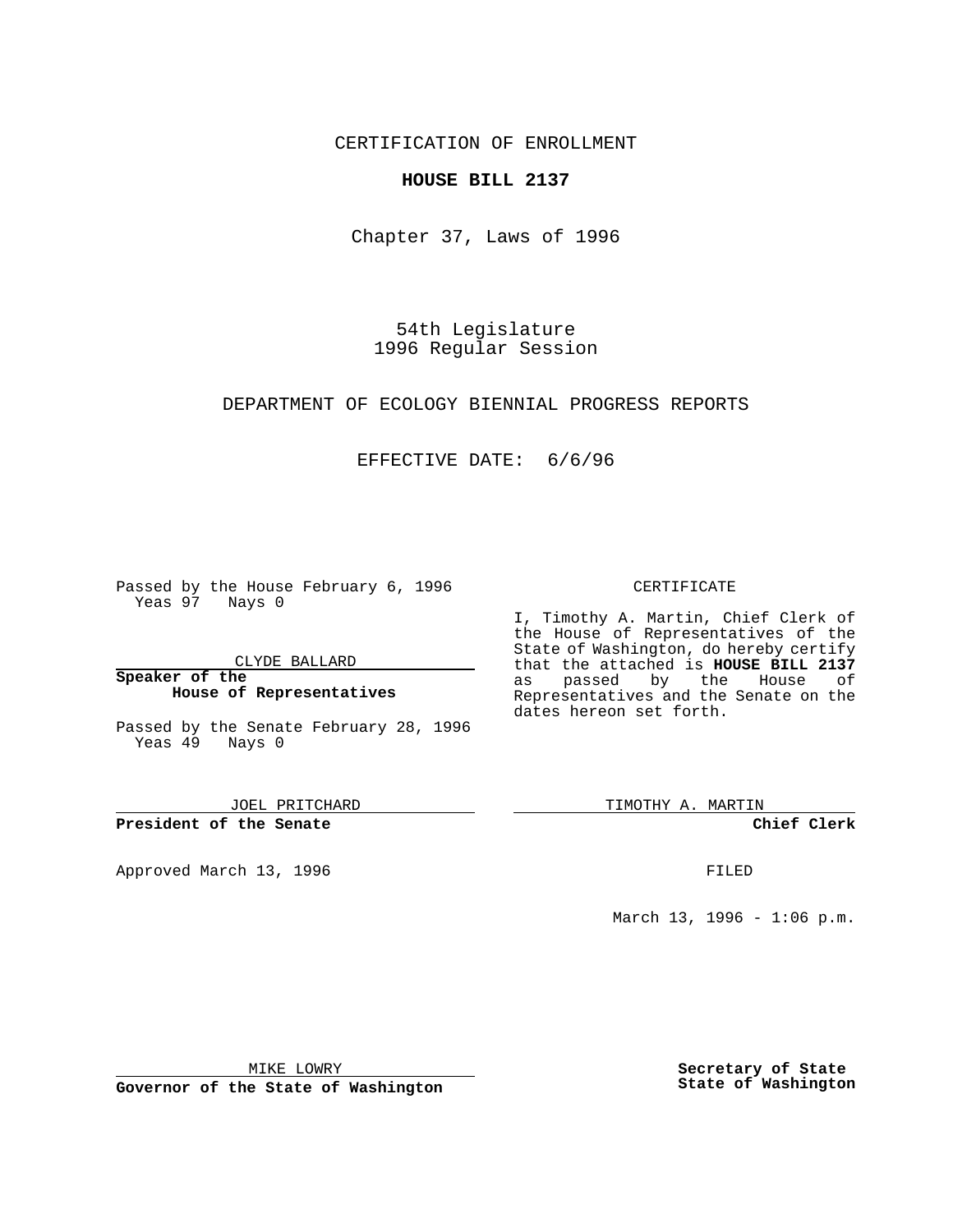CERTIFICATION OF ENROLLMENT

**HOUSE BILL 2137**

Chapter 37, Laws of 1996

54th Legislature
1996 Regular Session

DEPARTMENT OF ECOLOGY BIENNIAL PROGRESS REPORTS

EFFECTIVE DATE: 6/6/96

Passed by the House February 6, 1996
Yeas 97 Nays 0

CLYDE BALLARD

**Speaker of the House of Representatives**

Passed by the Senate February 28, 1996
Yeas 49 Nays 0

JOEL PRITCHARD

**President of the Senate**

Approved March 13, 1996

MIKE LOWRY

**Governor of the State of Washington**

CERTIFICATE

I, Timothy A. Martin, Chief Clerk of the House of Representatives of the State of Washington, do hereby certify that the attached is **HOUSE BILL 2137** as passed by the House of Representatives and the Senate on the dates hereon set forth.

TIMOTHY A. MARTIN

**Chief Clerk**

FILED

March 13, 1996 - 1:06 p.m.

**Secretary of State**
**State of Washington**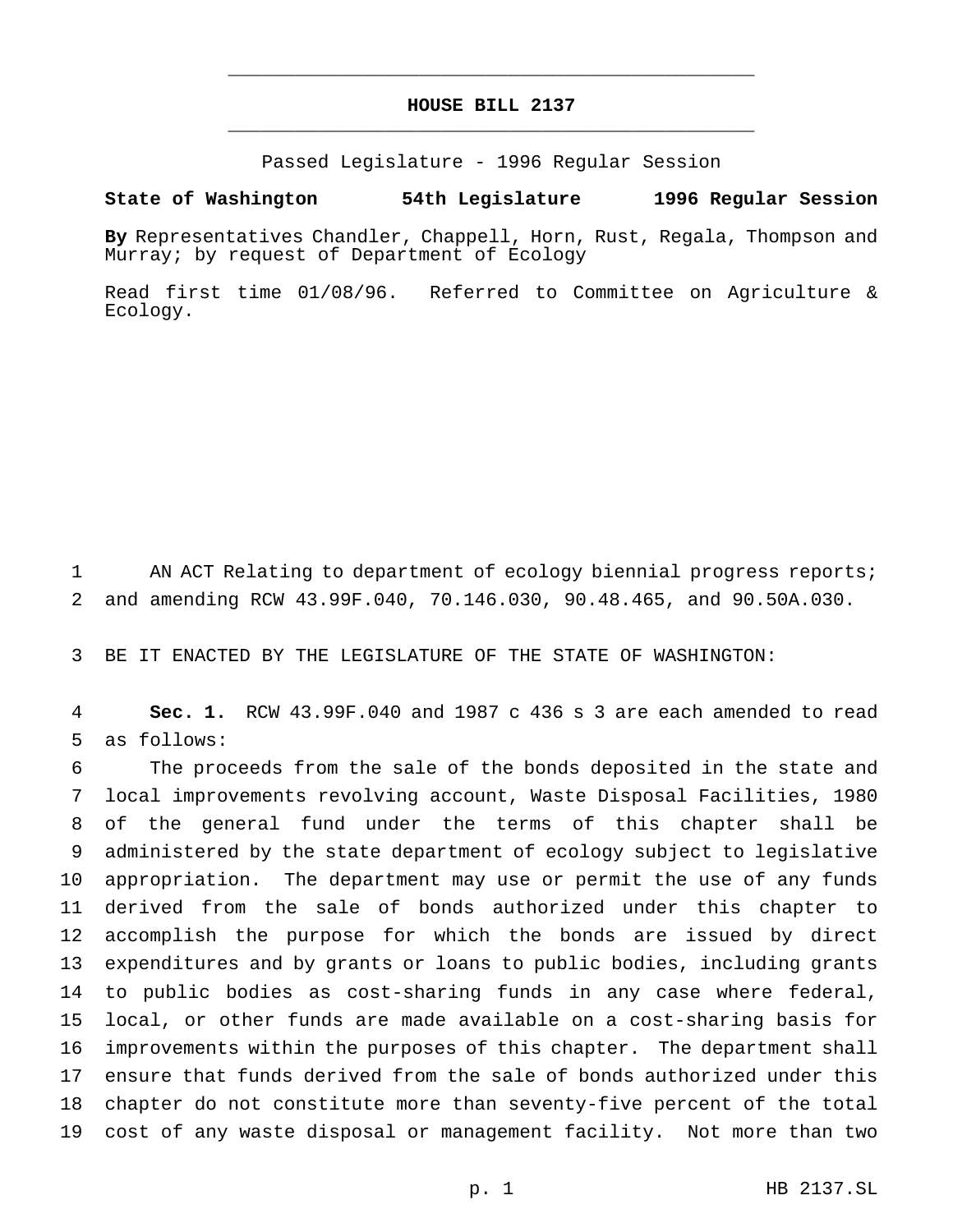# HOUSE BILL 2137

Passed Legislature - 1996 Regular Session

**State of Washington 54th Legislature 1996 Regular Session**

**By** Representatives Chandler, Chappell, Horn, Rust, Regala, Thompson and Murray; by request of Department of Ecology

Read first time 01/08/96. Referred to Committee on Agriculture & Ecology.

AN ACT Relating to department of ecology biennial progress reports; and amending RCW 43.99F.040, 70.146.030, 90.48.465, and 90.50A.030.

BE IT ENACTED BY THE LEGISLATURE OF THE STATE OF WASHINGTON:

**Sec. 1.** RCW 43.99F.040 and 1987 c 436 s 3 are each amended to read as follows:

The proceeds from the sale of the bonds deposited in the state and local improvements revolving account, Waste Disposal Facilities, 1980 of the general fund under the terms of this chapter shall be administered by the state department of ecology subject to legislative appropriation. The department may use or permit the use of any funds derived from the sale of bonds authorized under this chapter to accomplish the purpose for which the bonds are issued by direct expenditures and by grants or loans to public bodies, including grants to public bodies as cost-sharing funds in any case where federal, local, or other funds are made available on a cost-sharing basis for improvements within the purposes of this chapter. The department shall ensure that funds derived from the sale of bonds authorized under this chapter do not constitute more than seventy-five percent of the total cost of any waste disposal or management facility. Not more than two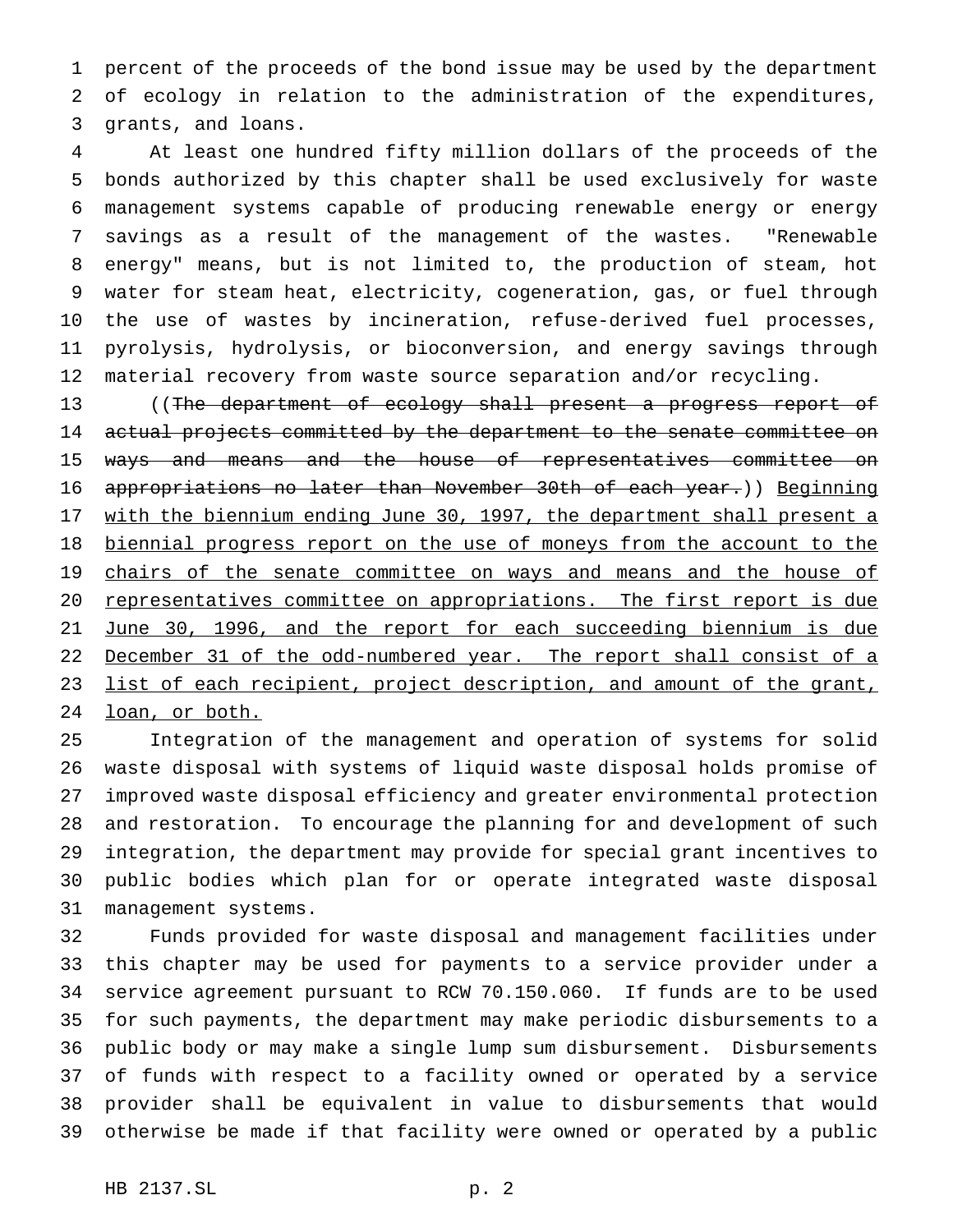percent of the proceeds of the bond issue may be used by the department of ecology in relation to the administration of the expenditures, grants, and loans.

At least one hundred fifty million dollars of the proceeds of the bonds authorized by this chapter shall be used exclusively for waste management systems capable of producing renewable energy or energy savings as a result of the management of the wastes. "Renewable energy" means, but is not limited to, the production of steam, hot water for steam heat, electricity, cogeneration, gas, or fuel through the use of wastes by incineration, refuse-derived fuel processes, pyrolysis, hydrolysis, or bioconversion, and energy savings through material recovery from waste source separation and/or recycling.

((~~The department of ecology shall present a progress report of actual projects committed by the department to the senate committee on ways and means and the house of representatives committee on appropriations no later than November 30th of each year.~~)) <u>Beginning with the biennium ending June 30, 1997, the department shall present a biennial progress report on the use of moneys from the account to the chairs of the senate committee on ways and means and the house of representatives committee on appropriations. The first report is due June 30, 1996, and the report for each succeeding biennium is due December 31 of the odd-numbered year. The report shall consist of a list of each recipient, project description, and amount of the grant, loan, or both.</u>

Integration of the management and operation of systems for solid waste disposal with systems of liquid waste disposal holds promise of improved waste disposal efficiency and greater environmental protection and restoration. To encourage the planning for and development of such integration, the department may provide for special grant incentives to public bodies which plan for or operate integrated waste disposal management systems.

Funds provided for waste disposal and management facilities under this chapter may be used for payments to a service provider under a service agreement pursuant to RCW 70.150.060. If funds are to be used for such payments, the department may make periodic disbursements to a public body or may make a single lump sum disbursement. Disbursements of funds with respect to a facility owned or operated by a service provider shall be equivalent in value to disbursements that would otherwise be made if that facility were owned or operated by a public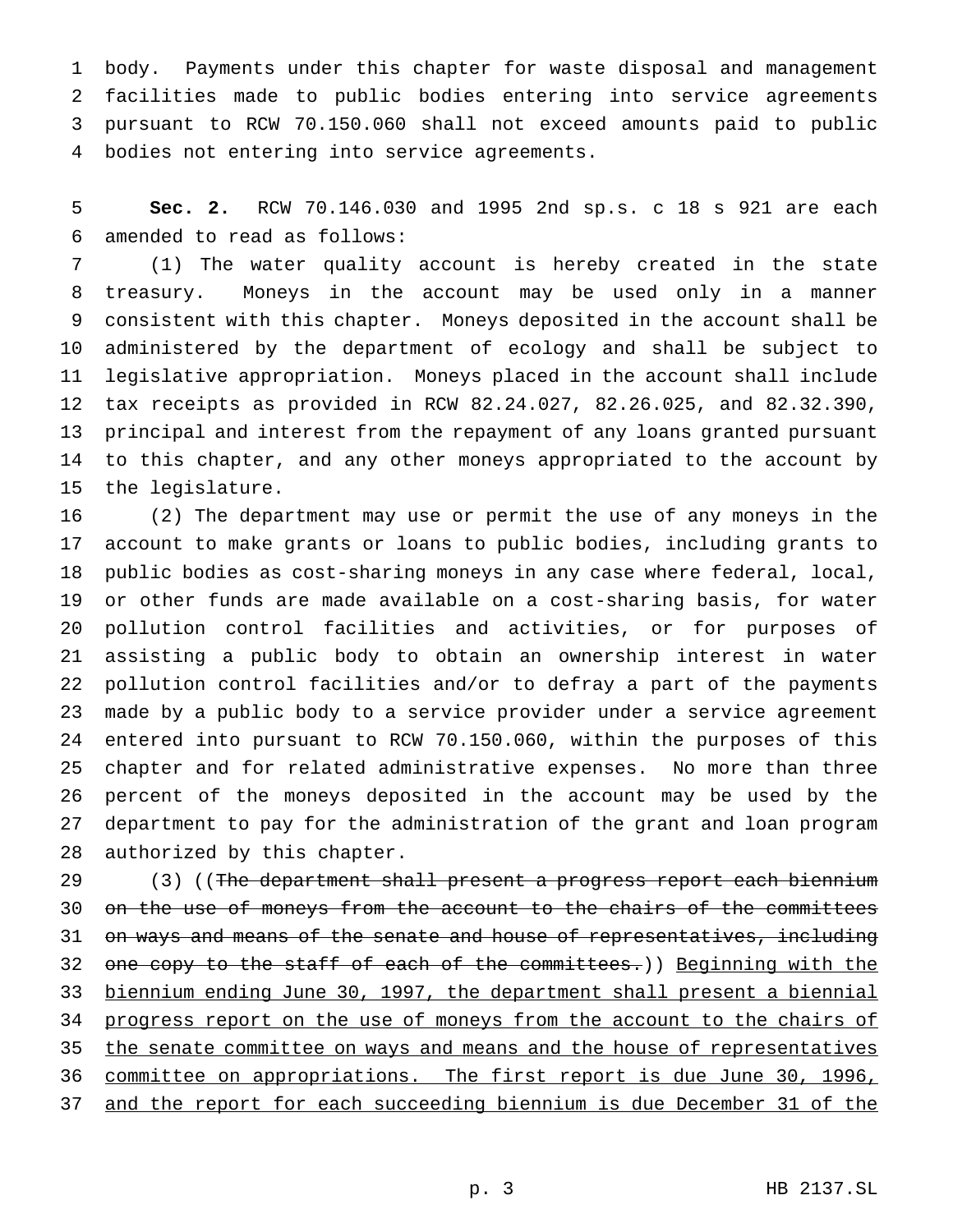body. Payments under this chapter for waste disposal and management facilities made to public bodies entering into service agreements pursuant to RCW 70.150.060 shall not exceed amounts paid to public bodies not entering into service agreements.

**Sec. 2.** RCW 70.146.030 and 1995 2nd sp.s. c 18 s 921 are each amended to read as follows:

(1) The water quality account is hereby created in the state treasury. Moneys in the account may be used only in a manner consistent with this chapter. Moneys deposited in the account shall be administered by the department of ecology and shall be subject to legislative appropriation. Moneys placed in the account shall include tax receipts as provided in RCW 82.24.027, 82.26.025, and 82.32.390, principal and interest from the repayment of any loans granted pursuant to this chapter, and any other moneys appropriated to the account by the legislature.

(2) The department may use or permit the use of any moneys in the account to make grants or loans to public bodies, including grants to public bodies as cost-sharing moneys in any case where federal, local, or other funds are made available on a cost-sharing basis, for water pollution control facilities and activities, or for purposes of assisting a public body to obtain an ownership interest in water pollution control facilities and/or to defray a part of the payments made by a public body to a service provider under a service agreement entered into pursuant to RCW 70.150.060, within the purposes of this chapter and for related administrative expenses. No more than three percent of the moneys deposited in the account may be used by the department to pay for the administration of the grant and loan program authorized by this chapter.

(3) ((~~The department shall present a progress report each biennium on the use of moneys from the account to the chairs of the committees on ways and means of the senate and house of representatives, including one copy to the staff of each of the committees.~~)) <u>Beginning with the biennium ending June 30, 1997, the department shall present a biennial progress report on the use of moneys from the account to the chairs of the senate committee on ways and means and the house of representatives committee on appropriations. The first report is due June 30, 1996, and the report for each succeeding biennium is due December 31 of the</u>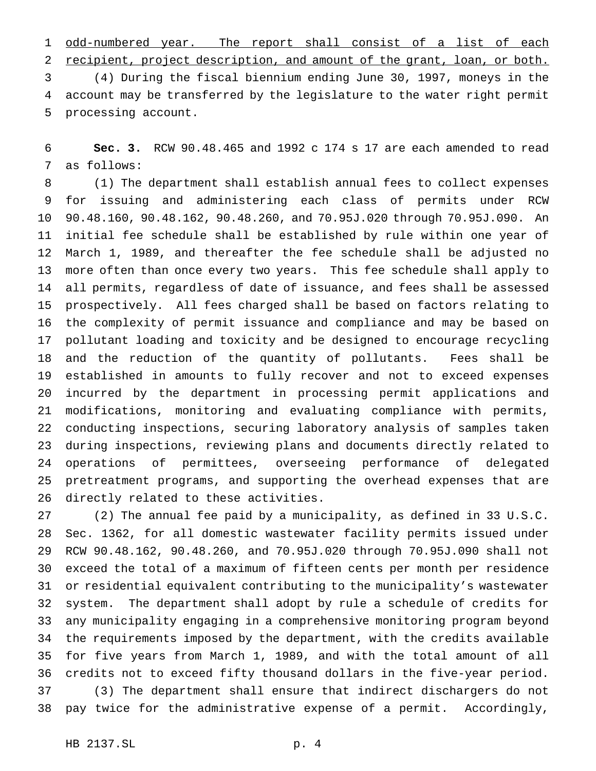<u>odd-numbered year. The report shall consist of a list of each recipient, project description, and amount of the grant, loan, or both.</u>

(4) During the fiscal biennium ending June 30, 1997, moneys in the account may be transferred by the legislature to the water right permit processing account.

**Sec. 3.** RCW 90.48.465 and 1992 c 174 s 17 are each amended to read as follows:

(1) The department shall establish annual fees to collect expenses for issuing and administering each class of permits under RCW 90.48.160, 90.48.162, 90.48.260, and 70.95J.020 through 70.95J.090. An initial fee schedule shall be established by rule within one year of March 1, 1989, and thereafter the fee schedule shall be adjusted no more often than once every two years. This fee schedule shall apply to all permits, regardless of date of issuance, and fees shall be assessed prospectively. All fees charged shall be based on factors relating to the complexity of permit issuance and compliance and may be based on pollutant loading and toxicity and be designed to encourage recycling and the reduction of the quantity of pollutants. Fees shall be established in amounts to fully recover and not to exceed expenses incurred by the department in processing permit applications and modifications, monitoring and evaluating compliance with permits, conducting inspections, securing laboratory analysis of samples taken during inspections, reviewing plans and documents directly related to operations of permittees, overseeing performance of delegated pretreatment programs, and supporting the overhead expenses that are directly related to these activities.

(2) The annual fee paid by a municipality, as defined in 33 U.S.C. Sec. 1362, for all domestic wastewater facility permits issued under RCW 90.48.162, 90.48.260, and 70.95J.020 through 70.95J.090 shall not exceed the total of a maximum of fifteen cents per month per residence or residential equivalent contributing to the municipality's wastewater system. The department shall adopt by rule a schedule of credits for any municipality engaging in a comprehensive monitoring program beyond the requirements imposed by the department, with the credits available for five years from March 1, 1989, and with the total amount of all credits not to exceed fifty thousand dollars in the five-year period.

(3) The department shall ensure that indirect dischargers do not pay twice for the administrative expense of a permit. Accordingly,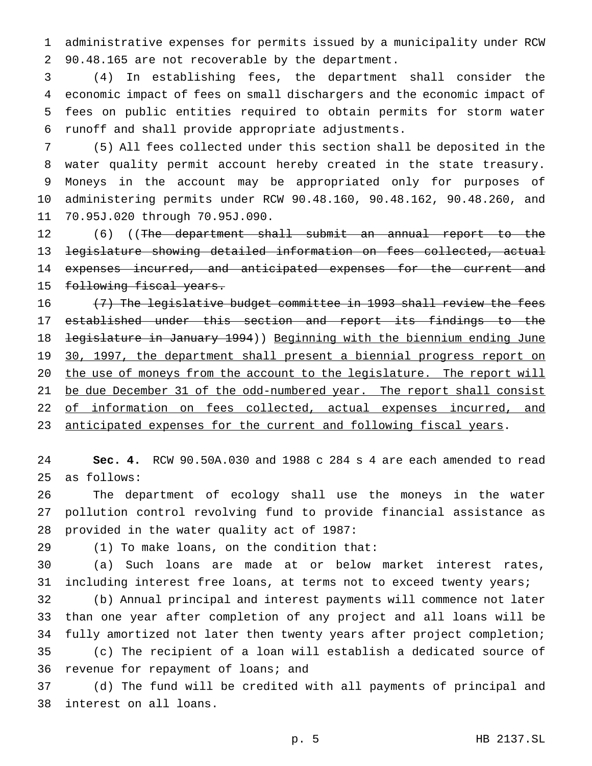administrative expenses for permits issued by a municipality under RCW 90.48.165 are not recoverable by the department.

(4) In establishing fees, the department shall consider the economic impact of fees on small dischargers and the economic impact of fees on public entities required to obtain permits for storm water runoff and shall provide appropriate adjustments.

(5) All fees collected under this section shall be deposited in the water quality permit account hereby created in the state treasury. Moneys in the account may be appropriated only for purposes of administering permits under RCW 90.48.160, 90.48.162, 90.48.260, and 70.95J.020 through 70.95J.090.

(6) ((~~The department shall submit an annual report to the legislature showing detailed information on fees collected, actual expenses incurred, and anticipated expenses for the current and following fiscal years.~~

~~(7) The legislative budget committee in 1993 shall review the fees established under this section and report its findings to the legislature in January 1994~~)) <u>Beginning with the biennium ending June 30, 1997, the department shall present a biennial progress report on the use of moneys from the account to the legislature. The report will be due December 31 of the odd-numbered year. The report shall consist of information on fees collected, actual expenses incurred, and anticipated expenses for the current and following fiscal years</u>.

**Sec. 4.** RCW 90.50A.030 and 1988 c 284 s 4 are each amended to read as follows:

The department of ecology shall use the moneys in the water pollution control revolving fund to provide financial assistance as provided in the water quality act of 1987:

(1) To make loans, on the condition that:

(a) Such loans are made at or below market interest rates, including interest free loans, at terms not to exceed twenty years;

(b) Annual principal and interest payments will commence not later than one year after completion of any project and all loans will be fully amortized not later then twenty years after project completion;

(c) The recipient of a loan will establish a dedicated source of revenue for repayment of loans; and

(d) The fund will be credited with all payments of principal and interest on all loans.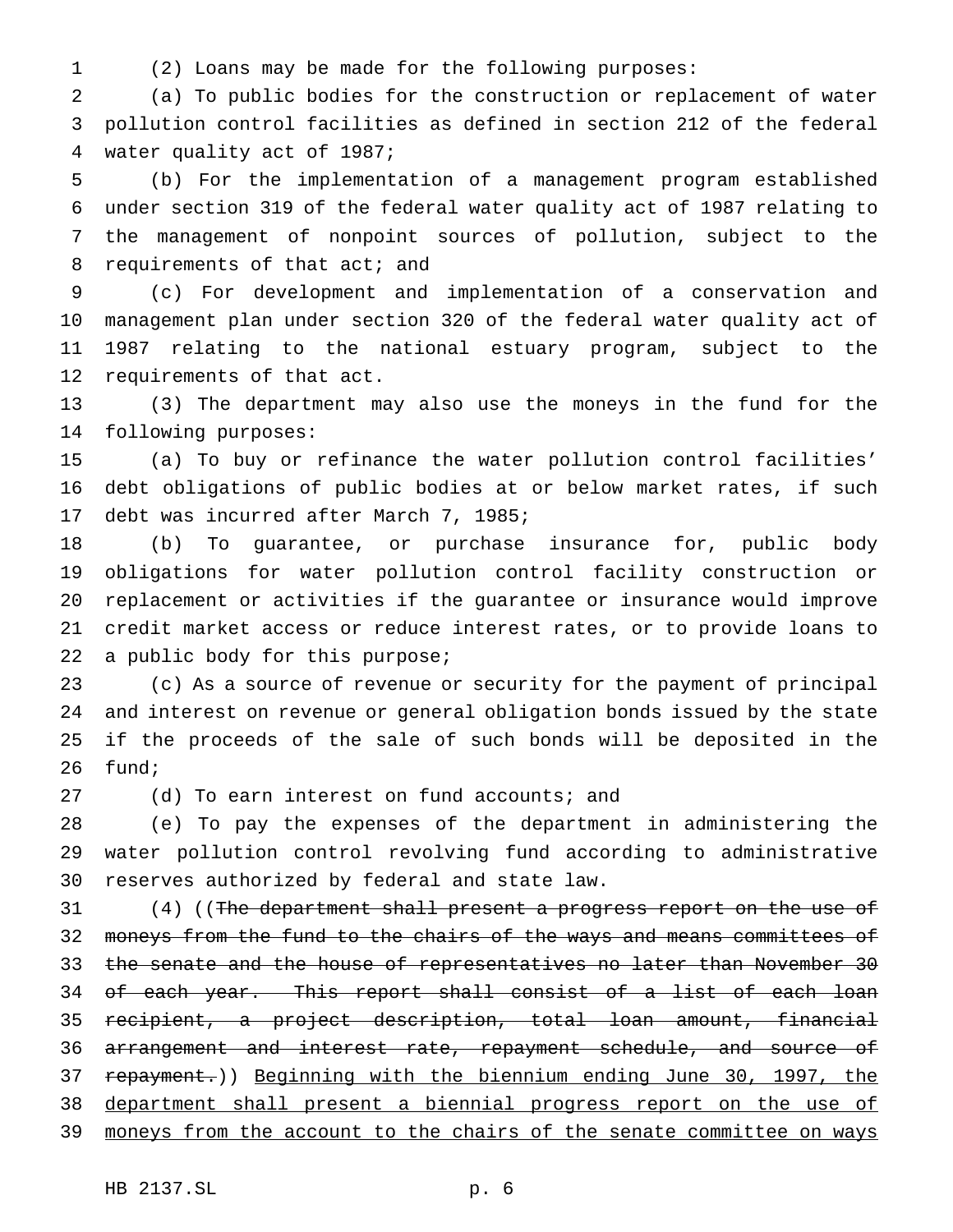(2) Loans may be made for the following purposes:

(a) To public bodies for the construction or replacement of water pollution control facilities as defined in section 212 of the federal water quality act of 1987;

(b) For the implementation of a management program established under section 319 of the federal water quality act of 1987 relating to the management of nonpoint sources of pollution, subject to the requirements of that act; and

(c) For development and implementation of a conservation and management plan under section 320 of the federal water quality act of 1987 relating to the national estuary program, subject to the requirements of that act.

(3) The department may also use the moneys in the fund for the following purposes:

(a) To buy or refinance the water pollution control facilities' debt obligations of public bodies at or below market rates, if such debt was incurred after March 7, 1985;

(b) To guarantee, or purchase insurance for, public body obligations for water pollution control facility construction or replacement or activities if the guarantee or insurance would improve credit market access or reduce interest rates, or to provide loans to a public body for this purpose;

(c) As a source of revenue or security for the payment of principal and interest on revenue or general obligation bonds issued by the state if the proceeds of the sale of such bonds will be deposited in the fund;

(d) To earn interest on fund accounts; and

(e) To pay the expenses of the department in administering the water pollution control revolving fund according to administrative reserves authorized by federal and state law.

(4) ((~~The department shall present a progress report on the use of moneys from the fund to the chairs of the ways and means committees of the senate and the house of representatives no later than November 30 of each year. This report shall consist of a list of each loan recipient, a project description, total loan amount, financial arrangement and interest rate, repayment schedule, and source of repayment.~~)) <u>Beginning with the biennium ending June 30, 1997, the department shall present a biennial progress report on the use of moneys from the account to the chairs of the senate committee on ways</u>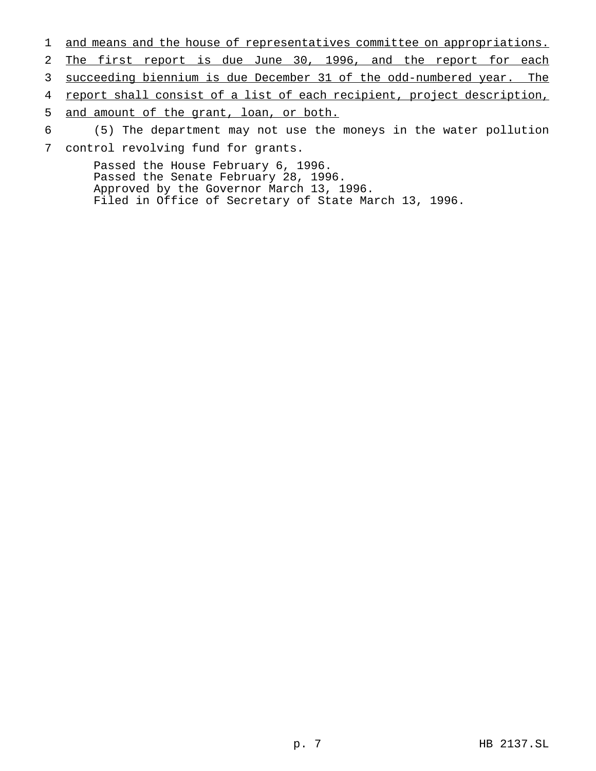and means and the house of representatives committee on appropriations. The first report is due June 30, 1996, and the report for each succeeding biennium is due December 31 of the odd-numbered year. The report shall consist of a list of each recipient, project description, and amount of the grant, loan, or both.

(5) The department may not use the moneys in the water pollution control revolving fund for grants.

Passed the House February 6, 1996.
Passed the Senate February 28, 1996.
Approved by the Governor March 13, 1996.
Filed in Office of Secretary of State March 13, 1996.